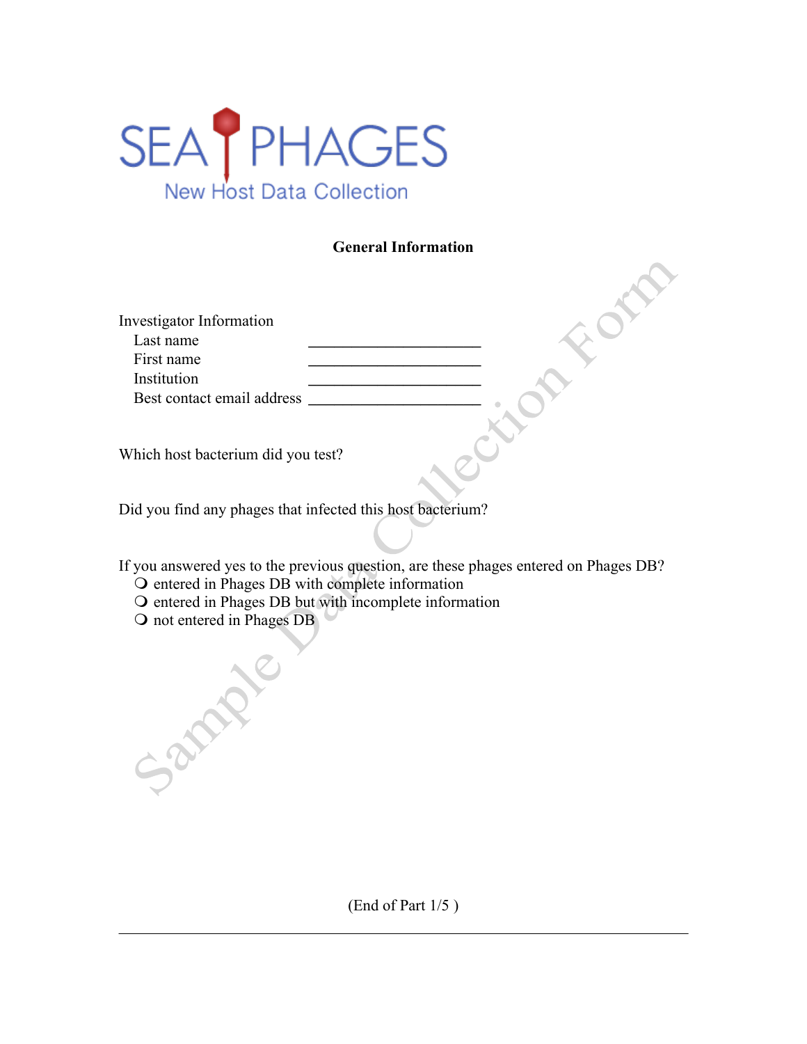# SEA PHAGES

## New Host Data Collection

### General Information

Investigator Information

- Last name ______________________
- First name ______________________
- Institution ______________________
- Best contact email address ______________________

Which host bacterium did you test?

Did you find any phages that infected this host bacterium?

If you answered yes to the previous question, are these phages entered on Phages DB?

- ❍ entered in Phages DB with complete information
- ❍ entered in Phages DB but with incomplete information
- ❍ not entered in Phages DB

(End of Part 1/5 )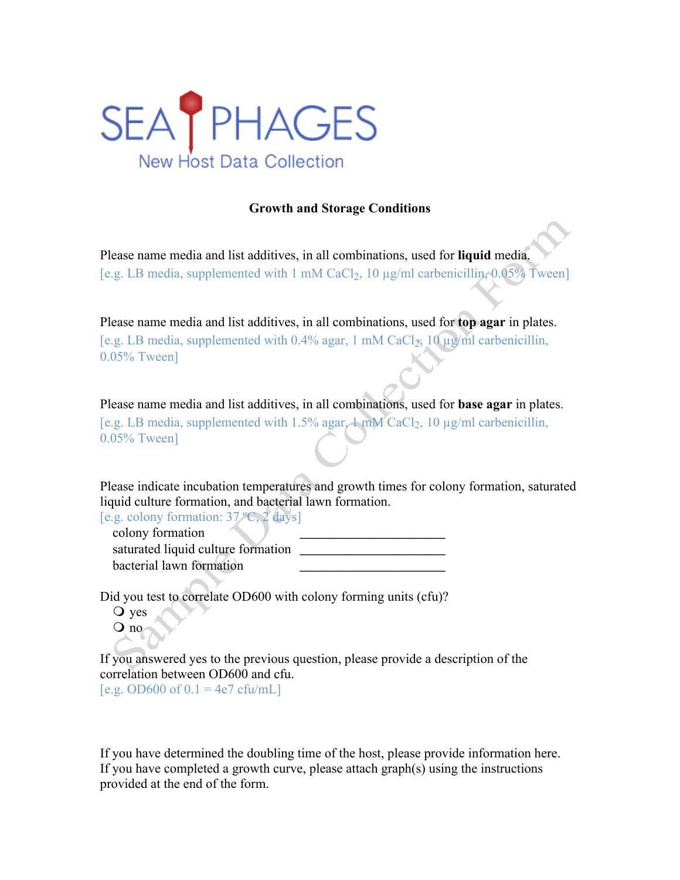SEA PHAGES

New Host Data Collection

**Growth and Storage Conditions**

Please name media and list additives, in all combinations, used for **liquid** media.
[e.g. LB media, supplemented with 1 mM $CaCl_2$, 10 µg/ml carbenicillin, 0.05% Tween]

Please name media and list additives, in all combinations, used for **top agar** in plates.
[e.g. LB media, supplemented with 0.4% agar, 1 mM $CaCl_2$, 10 µg/ml carbenicillin, 0.05% Tween]

Please name media and list additives, in all combinations, used for **base agar** in plates.
[e.g. LB media, supplemented with 1.5% agar, 1 mM $CaCl_2$, 10 µg/ml carbenicillin, 0.05% Tween]

Please indicate incubation temperatures and growth times for colony formation, saturated liquid culture formation, and bacterial lawn formation.
[e.g. colony formation: 37 °C, 2 days]

colony formation ______________________
saturated liquid culture formation ______________________
bacterial lawn formation ______________________

Did you test to correlate OD600 with colony forming units (cfu)?

- ❍ yes
- ❍ no

If you answered yes to the previous question, please provide a description of the correlation between OD600 and cfu.
[e.g. OD600 of 0.1 = 4e7 cfu/mL]

If you have determined the doubling time of the host, please provide information here. If you have completed a growth curve, please attach graph(s) using the instructions provided at the end of the form.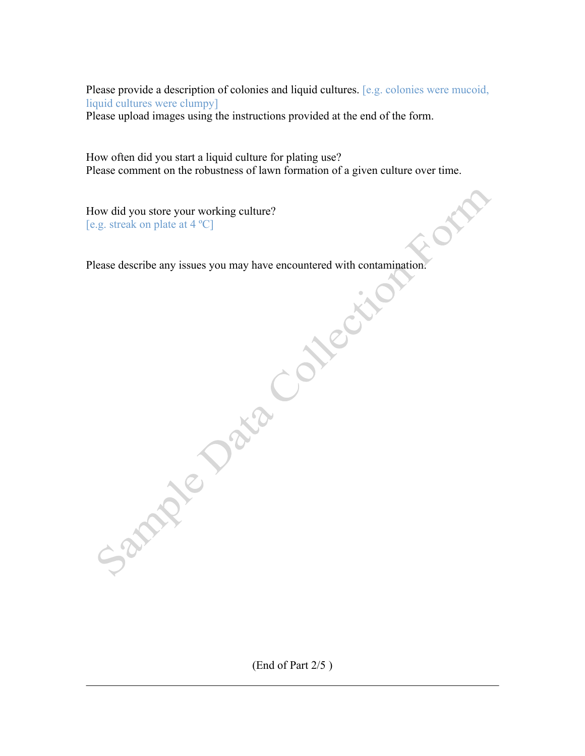Please provide a description of colonies and liquid cultures. [e.g. colonies were mucoid, liquid cultures were clumpy]
Please upload images using the instructions provided at the end of the form.

How often did you start a liquid culture for plating use?
Please comment on the robustness of lawn formation of a given culture over time.

How did you store your working culture?
[e.g. streak on plate at 4 ºC]

Please describe any issues you may have encountered with contamination.

(End of Part 2/5 )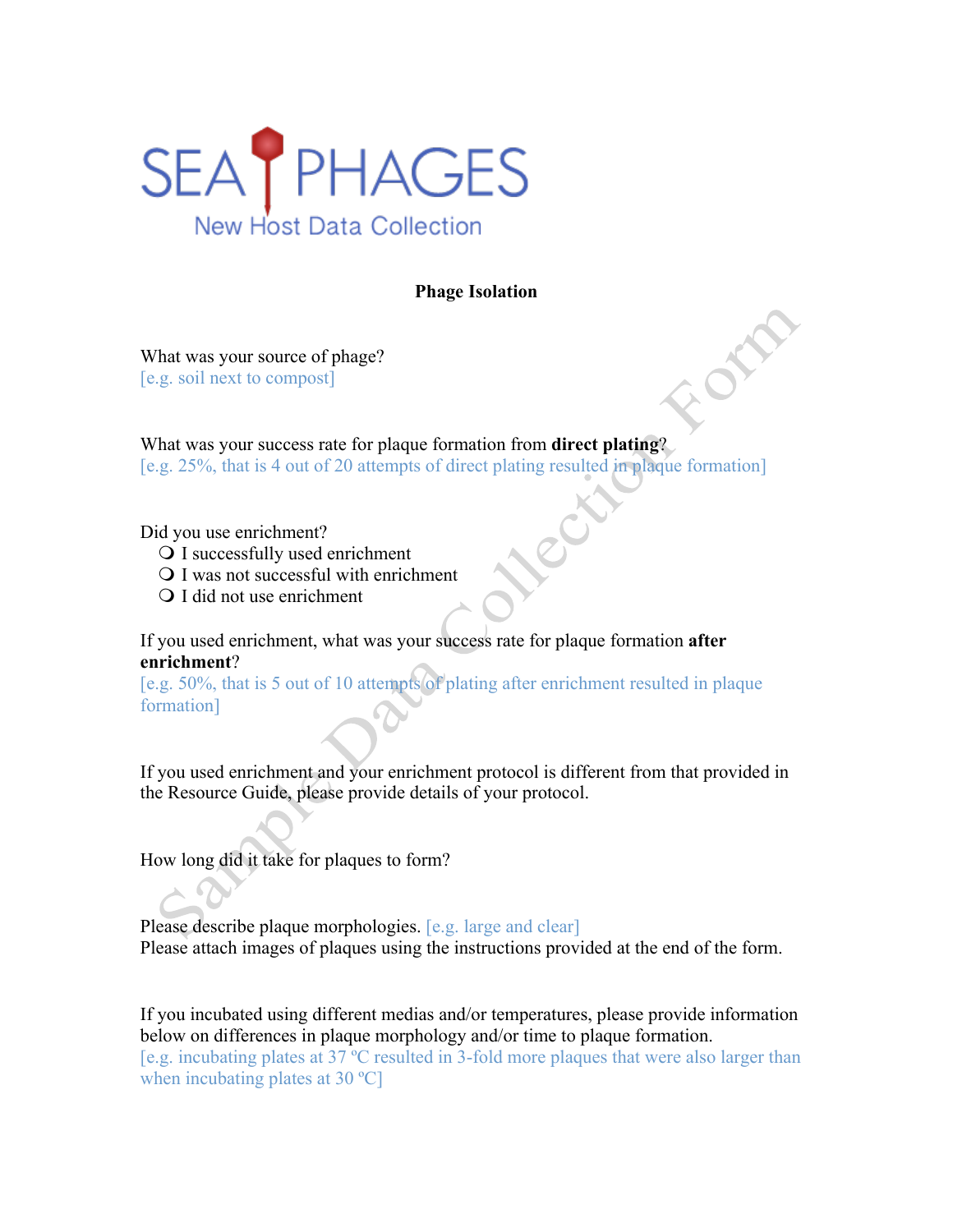SEA PHAGES

New Host Data Collection

## Phage Isolation

What was your source of phage?
[e.g. soil next to compost]

What was your success rate for plaque formation from **direct plating**?
[e.g. 25%, that is 4 out of 20 attempts of direct plating resulted in plaque formation]

Did you use enrichment?

- ❍ I successfully used enrichment
- ❍ I was not successful with enrichment
- ❍ I did not use enrichment

If you used enrichment, what was your success rate for plaque formation **after enrichment**?
[e.g. 50%, that is 5 out of 10 attempts of plating after enrichment resulted in plaque formation]

If you used enrichment and your enrichment protocol is different from that provided in the Resource Guide, please provide details of your protocol.

How long did it take for plaques to form?

Please describe plaque morphologies. [e.g. large and clear]
Please attach images of plaques using the instructions provided at the end of the form.

If you incubated using different medias and/or temperatures, please provide information below on differences in plaque morphology and/or time to plaque formation.
[e.g. incubating plates at 37 ºC resulted in 3-fold more plaques that were also larger than when incubating plates at 30 ºC]

Sample Data Collection Form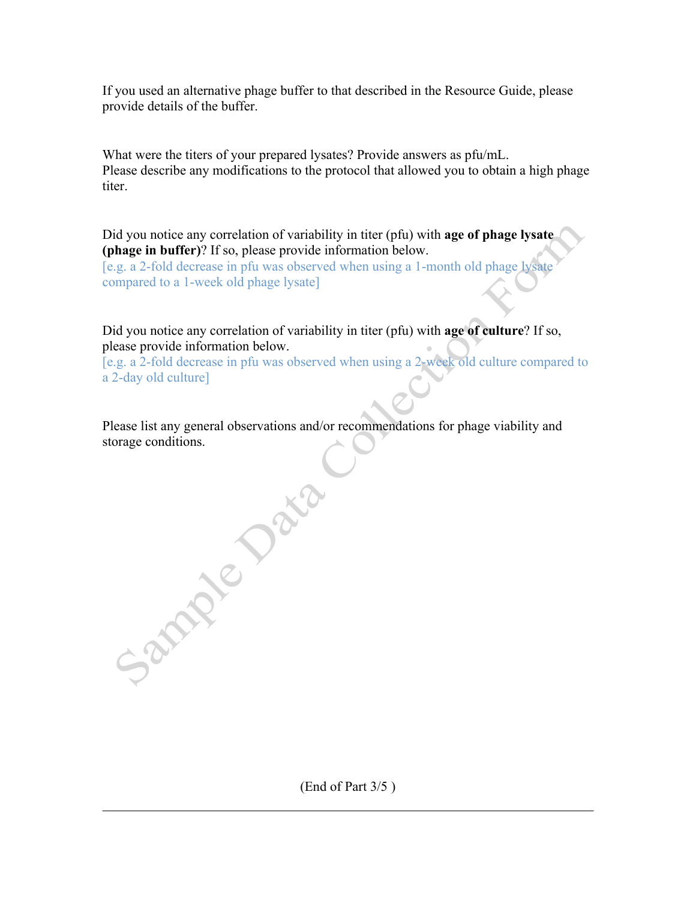If you used an alternative phage buffer to that described in the Resource Guide, please provide details of the buffer.

What were the titers of your prepared lysates? Provide answers as pfu/mL.
Please describe any modifications to the protocol that allowed you to obtain a high phage titer.

Did you notice any correlation of variability in titer (pfu) with **age of phage lysate (phage in buffer)**? If so, please provide information below.
[e.g. a 2-fold decrease in pfu was observed when using a 1-month old phage lysate compared to a 1-week old phage lysate]

Did you notice any correlation of variability in titer (pfu) with **age of culture**? If so, please provide information below.
[e.g. a 2-fold decrease in pfu was observed when using a 2-week old culture compared to a 2-day old culture]

Please list any general observations and/or recommendations for phage viability and storage conditions.

(End of Part 3/5 )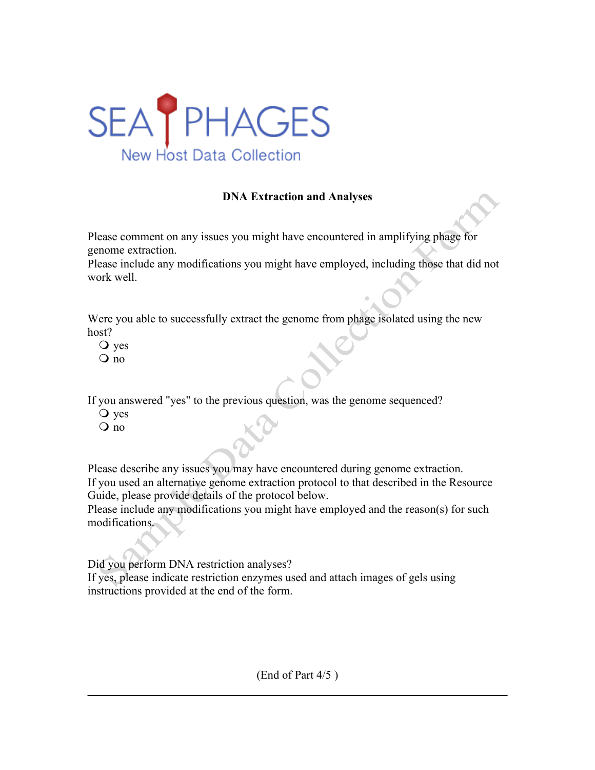SEA PHAGES

New Host Data Collection

## DNA Extraction and Analyses

Please comment on any issues you might have encountered in amplifying phage for genome extraction.
Please include any modifications you might have employed, including those that did not work well.

Were you able to successfully extract the genome from phage isolated using the new host?

- ❍ yes
- ❍ no

If you answered "yes" to the previous question, was the genome sequenced?

- ❍ yes
- ❍ no

Please describe any issues you may have encountered during genome extraction.
If you used an alternative genome extraction protocol to that described in the Resource Guide, please provide details of the protocol below.
Please include any modifications you might have employed and the reason(s) for such modifications.

Did you perform DNA restriction analyses?
If yes, please indicate restriction enzymes used and attach images of gels using instructions provided at the end of the form.

(End of Part 4/5 )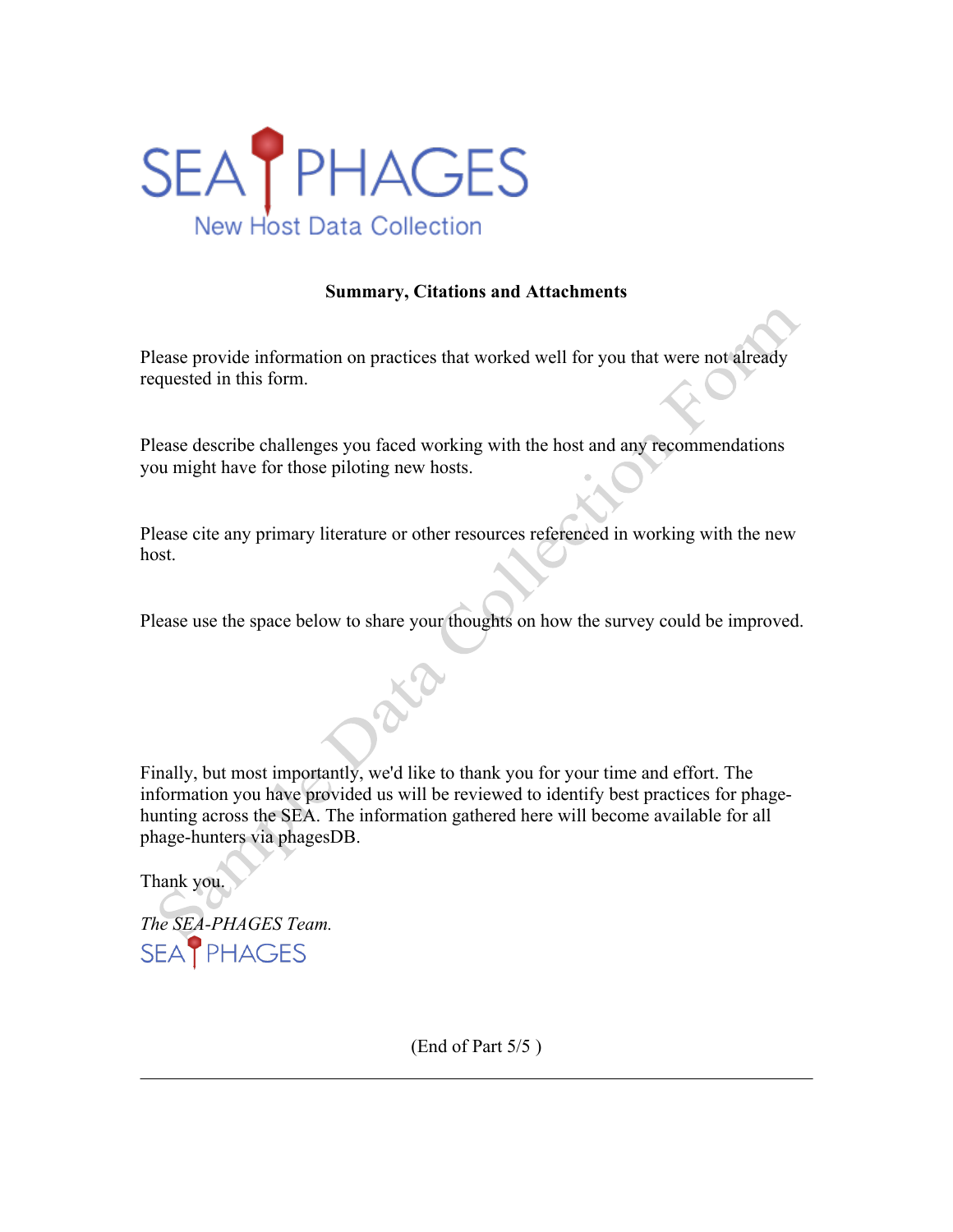SEA PHAGES

New Host Data Collection

**Summary, Citations and Attachments**

Please provide information on practices that worked well for you that were not already requested in this form.

Please describe challenges you faced working with the host and any recommendations you might have for those piloting new hosts.

Please cite any primary literature or other resources referenced in working with the new host.

Please use the space below to share your thoughts on how the survey could be improved.

Finally, but most importantly, we'd like to thank you for your time and effort. The information you have provided us will be reviewed to identify best practices for phage-hunting across the SEA. The information gathered here will become available for all phage-hunters via phagesDB.

Thank you.

*The SEA-PHAGES Team.*

SEA PHAGES

(End of Part 5/5 )